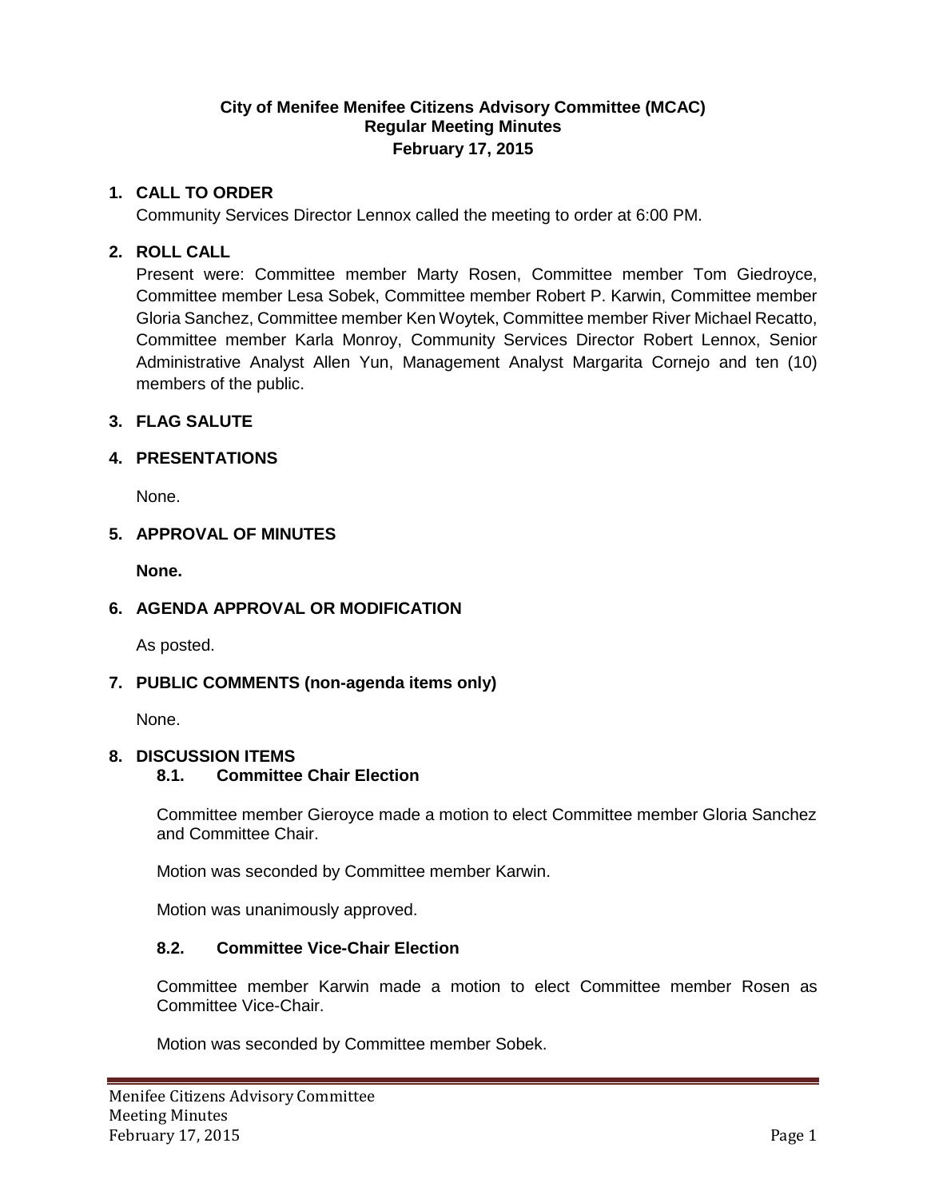**City of Menifee Menifee Citizens Advisory Committee (MCAC)**
**Regular Meeting Minutes**
**February 17, 2015**

## 1. CALL TO ORDER

Community Services Director Lennox called the meeting to order at 6:00 PM.

## 2. ROLL CALL

Present were: Committee member Marty Rosen, Committee member Tom Giedroyce, Committee member Lesa Sobek, Committee member Robert P. Karwin, Committee member Gloria Sanchez, Committee member Ken Woytek, Committee member River Michael Recatto, Committee member Karla Monroy, Community Services Director Robert Lennox, Senior Administrative Analyst Allen Yun, Management Analyst Margarita Cornejo and ten (10) members of the public.

## 3. FLAG SALUTE

## 4. PRESENTATIONS

None.

## 5. APPROVAL OF MINUTES

**None.**

## 6. AGENDA APPROVAL OR MODIFICATION

As posted.

## 7. PUBLIC COMMENTS (non-agenda items only)

None.

## 8. DISCUSSION ITEMS

### 8.1. Committee Chair Election

Committee member Gieroyce made a motion to elect Committee member Gloria Sanchez and Committee Chair.

Motion was seconded by Committee member Karwin.

Motion was unanimously approved.

### 8.2. Committee Vice-Chair Election

Committee member Karwin made a motion to elect Committee member Rosen as Committee Vice-Chair.

Motion was seconded by Committee member Sobek.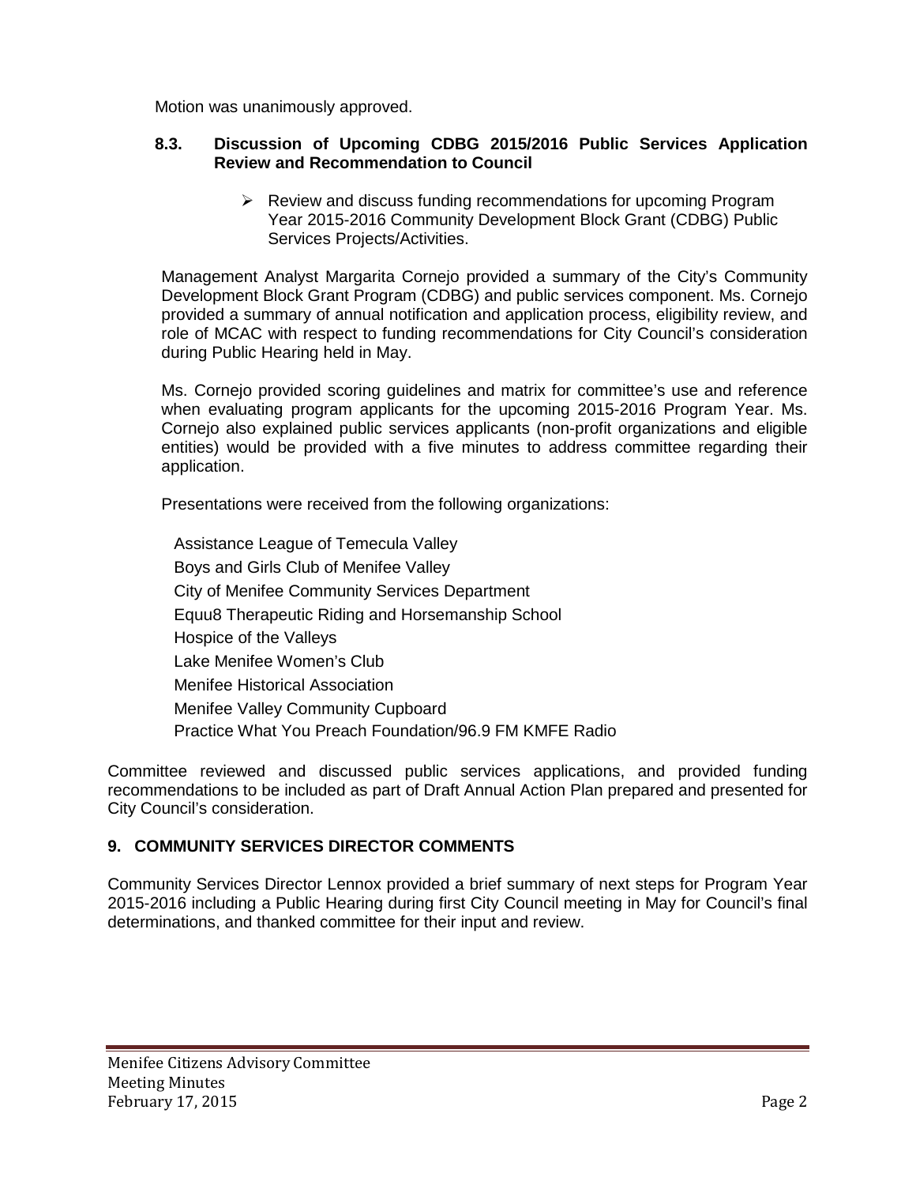Motion was unanimously approved.

### 8.3. Discussion of Upcoming CDBG 2015/2016 Public Services Application Review and Recommendation to Council

- Review and discuss funding recommendations for upcoming Program Year 2015-2016 Community Development Block Grant (CDBG) Public Services Projects/Activities.

Management Analyst Margarita Cornejo provided a summary of the City's Community Development Block Grant Program (CDBG) and public services component. Ms. Cornejo provided a summary of annual notification and application process, eligibility review, and role of MCAC with respect to funding recommendations for City Council's consideration during Public Hearing held in May.

Ms. Cornejo provided scoring guidelines and matrix for committee's use and reference when evaluating program applicants for the upcoming 2015-2016 Program Year. Ms. Cornejo also explained public services applicants (non-profit organizations and eligible entities) would be provided with a five minutes to address committee regarding their application.

Presentations were received from the following organizations:

Assistance League of Temecula Valley
Boys and Girls Club of Menifee Valley
City of Menifee Community Services Department
Equu8 Therapeutic Riding and Horsemanship School
Hospice of the Valleys
Lake Menifee Women's Club
Menifee Historical Association
Menifee Valley Community Cupboard
Practice What You Preach Foundation/96.9 FM KMFE Radio

Committee reviewed and discussed public services applications, and provided funding recommendations to be included as part of Draft Annual Action Plan prepared and presented for City Council's consideration.

## 9. COMMUNITY SERVICES DIRECTOR COMMENTS

Community Services Director Lennox provided a brief summary of next steps for Program Year 2015-2016 including a Public Hearing during first City Council meeting in May for Council's final determinations, and thanked committee for their input and review.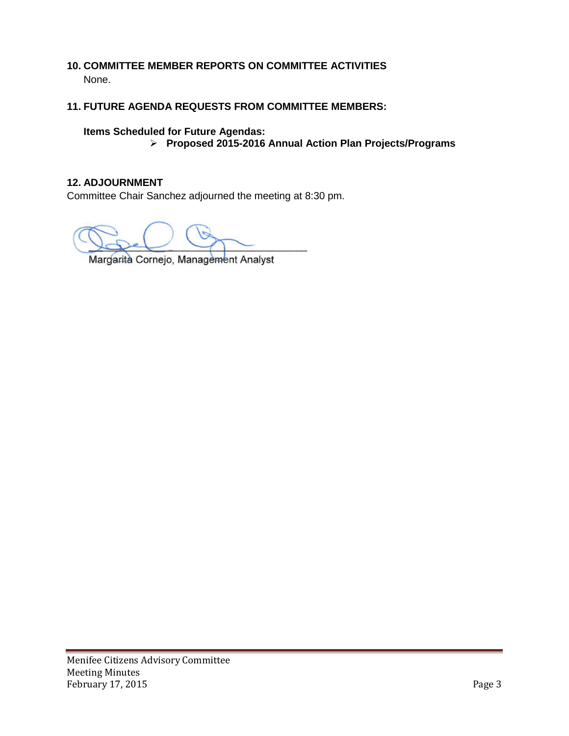**10. COMMITTEE MEMBER REPORTS ON COMMITTEE ACTIVITIES**

None.

**11. FUTURE AGENDA REQUESTS FROM COMMITTEE MEMBERS:**

**Items Scheduled for Future Agendas:**

- **Proposed 2015-2016 Annual Action Plan Projects/Programs**

**12. ADJOURNMENT**

Committee Chair Sanchez adjourned the meeting at 8:30 pm.

Margarita Cornejo, Management Analyst